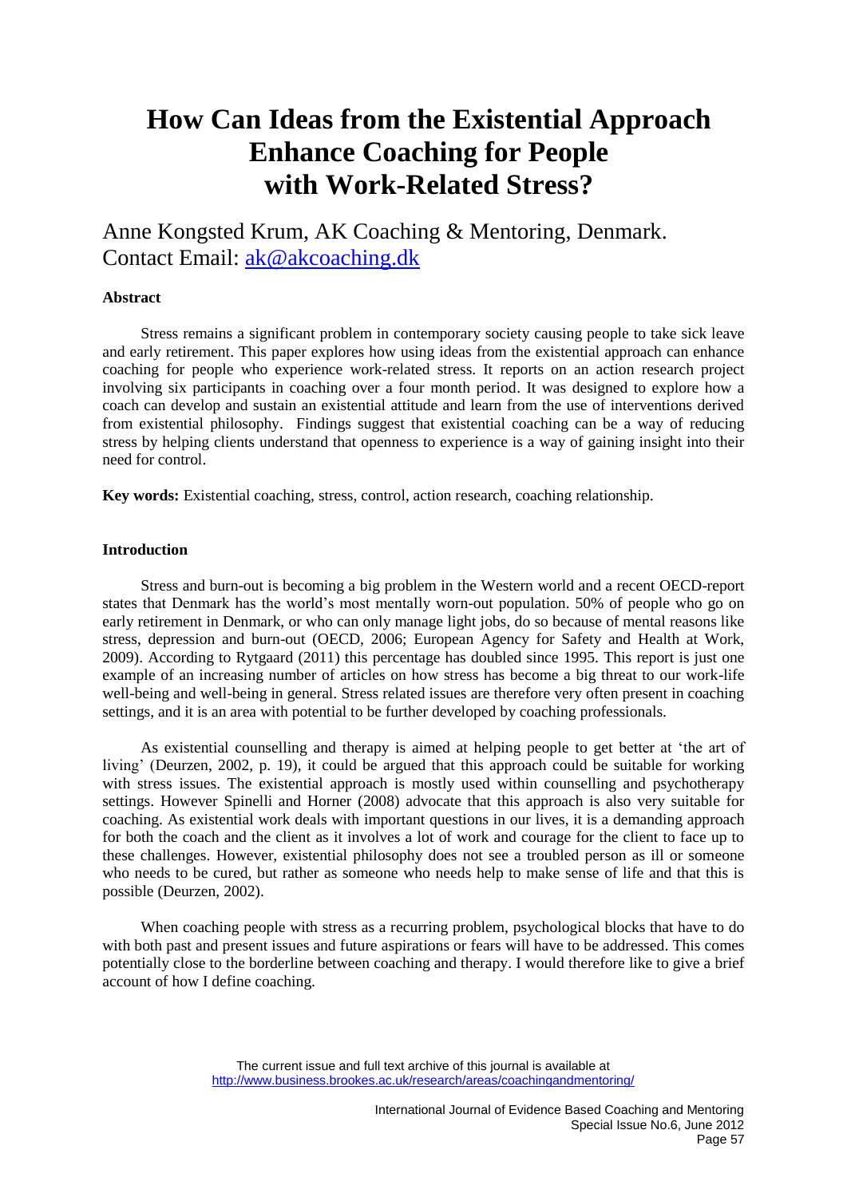# How Can Ideas from the Existential Approach Enhance Coaching for People with Work-Related Stress?

Anne Kongsted Krum, AK Coaching & Mentoring, Denmark.
Contact Email: [ak@akcoaching.dk](mailto:ak@akcoaching.dk)

**Abstract**

Stress remains a significant problem in contemporary society causing people to take sick leave and early retirement. This paper explores how using ideas from the existential approach can enhance coaching for people who experience work-related stress. It reports on an action research project involving six participants in coaching over a four month period. It was designed to explore how a coach can develop and sustain an existential attitude and learn from the use of interventions derived from existential philosophy. Findings suggest that existential coaching can be a way of reducing stress by helping clients understand that openness to experience is a way of gaining insight into their need for control.

**Key words:** Existential coaching, stress, control, action research, coaching relationship.

**Introduction**

Stress and burn-out is becoming a big problem in the Western world and a recent OECD-report states that Denmark has the world's most mentally worn-out population. 50% of people who go on early retirement in Denmark, or who can only manage light jobs, do so because of mental reasons like stress, depression and burn-out (OECD, 2006; European Agency for Safety and Health at Work, 2009). According to Rytgaard (2011) this percentage has doubled since 1995. This report is just one example of an increasing number of articles on how stress has become a big threat to our work-life well-being and well-being in general. Stress related issues are therefore very often present in coaching settings, and it is an area with potential to be further developed by coaching professionals.

As existential counselling and therapy is aimed at helping people to get better at 'the art of living' (Deurzen, 2002, p. 19), it could be argued that this approach could be suitable for working with stress issues. The existential approach is mostly used within counselling and psychotherapy settings. However Spinelli and Horner (2008) advocate that this approach is also very suitable for coaching. As existential work deals with important questions in our lives, it is a demanding approach for both the coach and the client as it involves a lot of work and courage for the client to face up to these challenges. However, existential philosophy does not see a troubled person as ill or someone who needs to be cured, but rather as someone who needs help to make sense of life and that this is possible (Deurzen, 2002).

When coaching people with stress as a recurring problem, psychological blocks that have to do with both past and present issues and future aspirations or fears will have to be addressed. This comes potentially close to the borderline between coaching and therapy. I would therefore like to give a brief account of how I define coaching.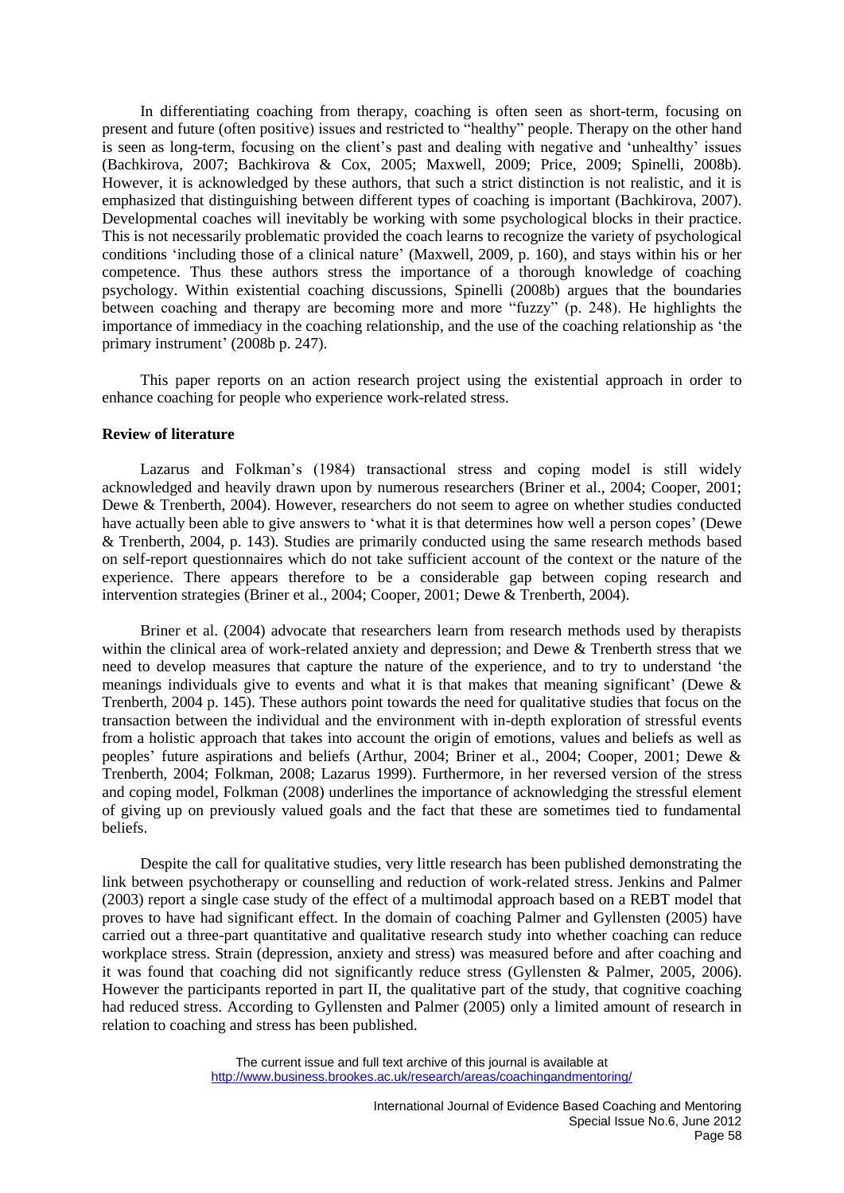In differentiating coaching from therapy, coaching is often seen as short-term, focusing on present and future (often positive) issues and restricted to "healthy" people. Therapy on the other hand is seen as long-term, focusing on the client's past and dealing with negative and 'unhealthy' issues (Bachkirova, 2007; Bachkirova & Cox, 2005; Maxwell, 2009; Price, 2009; Spinelli, 2008b). However, it is acknowledged by these authors, that such a strict distinction is not realistic, and it is emphasized that distinguishing between different types of coaching is important (Bachkirova, 2007). Developmental coaches will inevitably be working with some psychological blocks in their practice. This is not necessarily problematic provided the coach learns to recognize the variety of psychological conditions 'including those of a clinical nature' (Maxwell, 2009, p. 160), and stays within his or her competence. Thus these authors stress the importance of a thorough knowledge of coaching psychology. Within existential coaching discussions, Spinelli (2008b) argues that the boundaries between coaching and therapy are becoming more and more "fuzzy" (p. 248). He highlights the importance of immediacy in the coaching relationship, and the use of the coaching relationship as 'the primary instrument' (2008b p. 247).

This paper reports on an action research project using the existential approach in order to enhance coaching for people who experience work-related stress.

**Review of literature**

Lazarus and Folkman's (1984) transactional stress and coping model is still widely acknowledged and heavily drawn upon by numerous researchers (Briner et al., 2004; Cooper, 2001; Dewe & Trenberth, 2004). However, researchers do not seem to agree on whether studies conducted have actually been able to give answers to 'what it is that determines how well a person copes' (Dewe & Trenberth, 2004, p. 143). Studies are primarily conducted using the same research methods based on self-report questionnaires which do not take sufficient account of the context or the nature of the experience. There appears therefore to be a considerable gap between coping research and intervention strategies (Briner et al., 2004; Cooper, 2001; Dewe & Trenberth, 2004).

Briner et al. (2004) advocate that researchers learn from research methods used by therapists within the clinical area of work-related anxiety and depression; and Dewe & Trenberth stress that we need to develop measures that capture the nature of the experience, and to try to understand 'the meanings individuals give to events and what it is that makes that meaning significant' (Dewe & Trenberth, 2004 p. 145). These authors point towards the need for qualitative studies that focus on the transaction between the individual and the environment with in-depth exploration of stressful events from a holistic approach that takes into account the origin of emotions, values and beliefs as well as peoples' future aspirations and beliefs (Arthur, 2004; Briner et al., 2004; Cooper, 2001; Dewe & Trenberth, 2004; Folkman, 2008; Lazarus 1999). Furthermore, in her reversed version of the stress and coping model, Folkman (2008) underlines the importance of acknowledging the stressful element of giving up on previously valued goals and the fact that these are sometimes tied to fundamental beliefs.

Despite the call for qualitative studies, very little research has been published demonstrating the link between psychotherapy or counselling and reduction of work-related stress. Jenkins and Palmer (2003) report a single case study of the effect of a multimodal approach based on a REBT model that proves to have had significant effect. In the domain of coaching Palmer and Gyllensten (2005) have carried out a three-part quantitative and qualitative research study into whether coaching can reduce workplace stress. Strain (depression, anxiety and stress) was measured before and after coaching and it was found that coaching did not significantly reduce stress (Gyllensten & Palmer, 2005, 2006). However the participants reported in part II, the qualitative part of the study, that cognitive coaching had reduced stress. According to Gyllensten and Palmer (2005) only a limited amount of research in relation to coaching and stress has been published.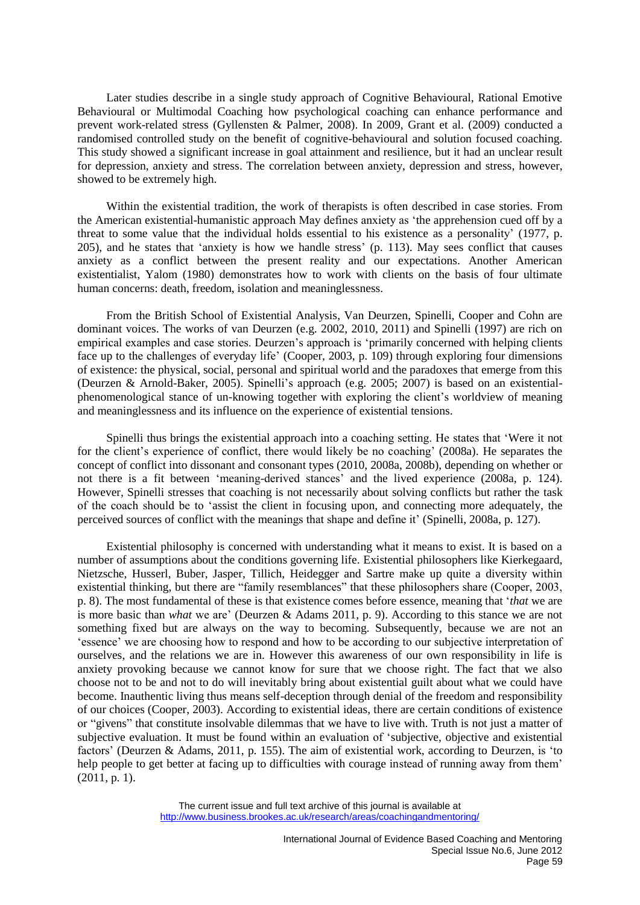Later studies describe in a single study approach of Cognitive Behavioural, Rational Emotive Behavioural or Multimodal Coaching how psychological coaching can enhance performance and prevent work-related stress (Gyllensten & Palmer, 2008). In 2009, Grant et al. (2009) conducted a randomised controlled study on the benefit of cognitive-behavioural and solution focused coaching. This study showed a significant increase in goal attainment and resilience, but it had an unclear result for depression, anxiety and stress. The correlation between anxiety, depression and stress, however, showed to be extremely high.

Within the existential tradition, the work of therapists is often described in case stories. From the American existential-humanistic approach May defines anxiety as 'the apprehension cued off by a threat to some value that the individual holds essential to his existence as a personality' (1977, p. 205), and he states that 'anxiety is how we handle stress' (p. 113). May sees conflict that causes anxiety as a conflict between the present reality and our expectations. Another American existentialist, Yalom (1980) demonstrates how to work with clients on the basis of four ultimate human concerns: death, freedom, isolation and meaninglessness.

From the British School of Existential Analysis, Van Deurzen, Spinelli, Cooper and Cohn are dominant voices. The works of van Deurzen (e.g. 2002, 2010, 2011) and Spinelli (1997) are rich on empirical examples and case stories. Deurzen's approach is 'primarily concerned with helping clients face up to the challenges of everyday life' (Cooper, 2003, p. 109) through exploring four dimensions of existence: the physical, social, personal and spiritual world and the paradoxes that emerge from this (Deurzen & Arnold-Baker, 2005). Spinelli's approach (e.g. 2005; 2007) is based on an existential-phenomenological stance of un-knowing together with exploring the client's worldview of meaning and meaninglessness and its influence on the experience of existential tensions.

Spinelli thus brings the existential approach into a coaching setting. He states that 'Were it not for the client's experience of conflict, there would likely be no coaching' (2008a). He separates the concept of conflict into dissonant and consonant types (2010, 2008a, 2008b), depending on whether or not there is a fit between 'meaning-derived stances' and the lived experience (2008a, p. 124). However, Spinelli stresses that coaching is not necessarily about solving conflicts but rather the task of the coach should be to 'assist the client in focusing upon, and connecting more adequately, the perceived sources of conflict with the meanings that shape and define it' (Spinelli, 2008a, p. 127).

Existential philosophy is concerned with understanding what it means to exist. It is based on a number of assumptions about the conditions governing life. Existential philosophers like Kierkegaard, Nietzsche, Husserl, Buber, Jasper, Tillich, Heidegger and Sartre make up quite a diversity within existential thinking, but there are "family resemblances" that these philosophers share (Cooper, 2003, p. 8). The most fundamental of these is that existence comes before essence, meaning that '*that* we are is more basic than *what* we are' (Deurzen & Adams 2011, p. 9). According to this stance we are not something fixed but are always on the way to becoming. Subsequently, because we are not an 'essence' we are choosing how to respond and how to be according to our subjective interpretation of ourselves, and the relations we are in. However this awareness of our own responsibility in life is anxiety provoking because we cannot know for sure that we choose right. The fact that we also choose not to be and not to do will inevitably bring about existential guilt about what we could have become. Inauthentic living thus means self-deception through denial of the freedom and responsibility of our choices (Cooper, 2003). According to existential ideas, there are certain conditions of existence or "givens" that constitute insolvable dilemmas that we have to live with. Truth is not just a matter of subjective evaluation. It must be found within an evaluation of 'subjective, objective and existential factors' (Deurzen & Adams, 2011, p. 155). The aim of existential work, according to Deurzen, is 'to help people to get better at facing up to difficulties with courage instead of running away from them' (2011, p. 1).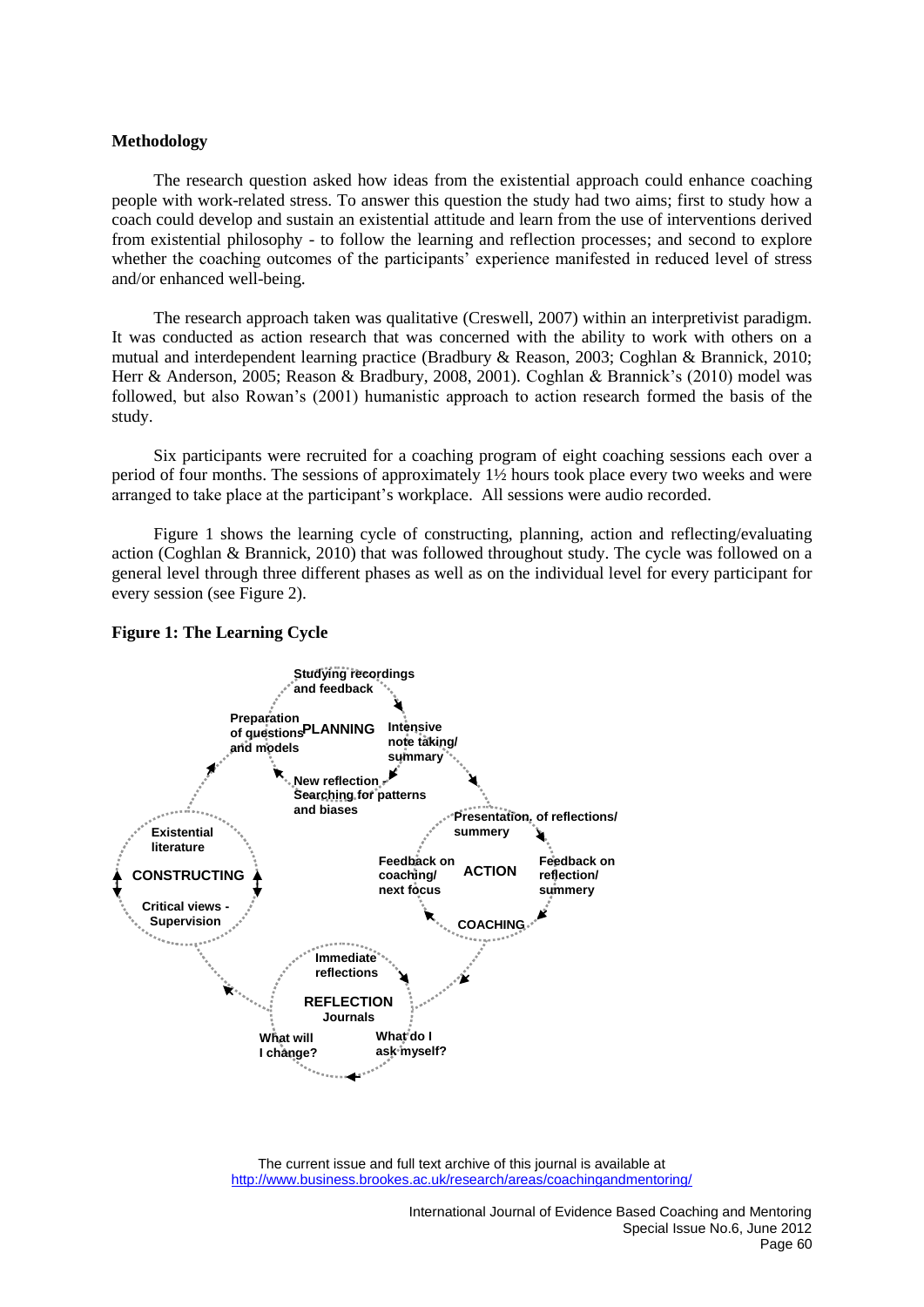**Methodology**

The research question asked how ideas from the existential approach could enhance coaching people with work-related stress. To answer this question the study had two aims; first to study how a coach could develop and sustain an existential attitude and learn from the use of interventions derived from existential philosophy - to follow the learning and reflection processes; and second to explore whether the coaching outcomes of the participants' experience manifested in reduced level of stress and/or enhanced well-being.

The research approach taken was qualitative (Creswell, 2007) within an interpretivist paradigm. It was conducted as action research that was concerned with the ability to work with others on a mutual and interdependent learning practice (Bradbury & Reason, 2003; Coghlan & Brannick, 2010; Herr & Anderson, 2005; Reason & Bradbury, 2008, 2001). Coghlan & Brannick's (2010) model was followed, but also Rowan's (2001) humanistic approach to action research formed the basis of the study.

Six participants were recruited for a coaching program of eight coaching sessions each over a period of four months. The sessions of approximately 1½ hours took place every two weeks and were arranged to take place at the participant's workplace. All sessions were audio recorded.

Figure 1 shows the learning cycle of constructing, planning, action and reflecting/evaluating action (Coghlan & Brannick, 2010) that was followed throughout study. The cycle was followed on a general level through three different phases as well as on the individual level for every participant for every session (see Figure 2).

**Figure 1: The Learning Cycle**

**PLANNING**: Studying recordings and feedback; Intensive note taking/ summary; New reflection - Searching for patterns and biases; Preparation of questions and models

**ACTION**: Presentation of reflections/ summery; Feedback on reflection/ summery; COACHING; Feedback on coaching/ next focus

**REFLECTION** Journals: Immediate reflections; What do I ask myself?; What will I change?

**CONSTRUCTING**: Existential literature; Critical views - Supervision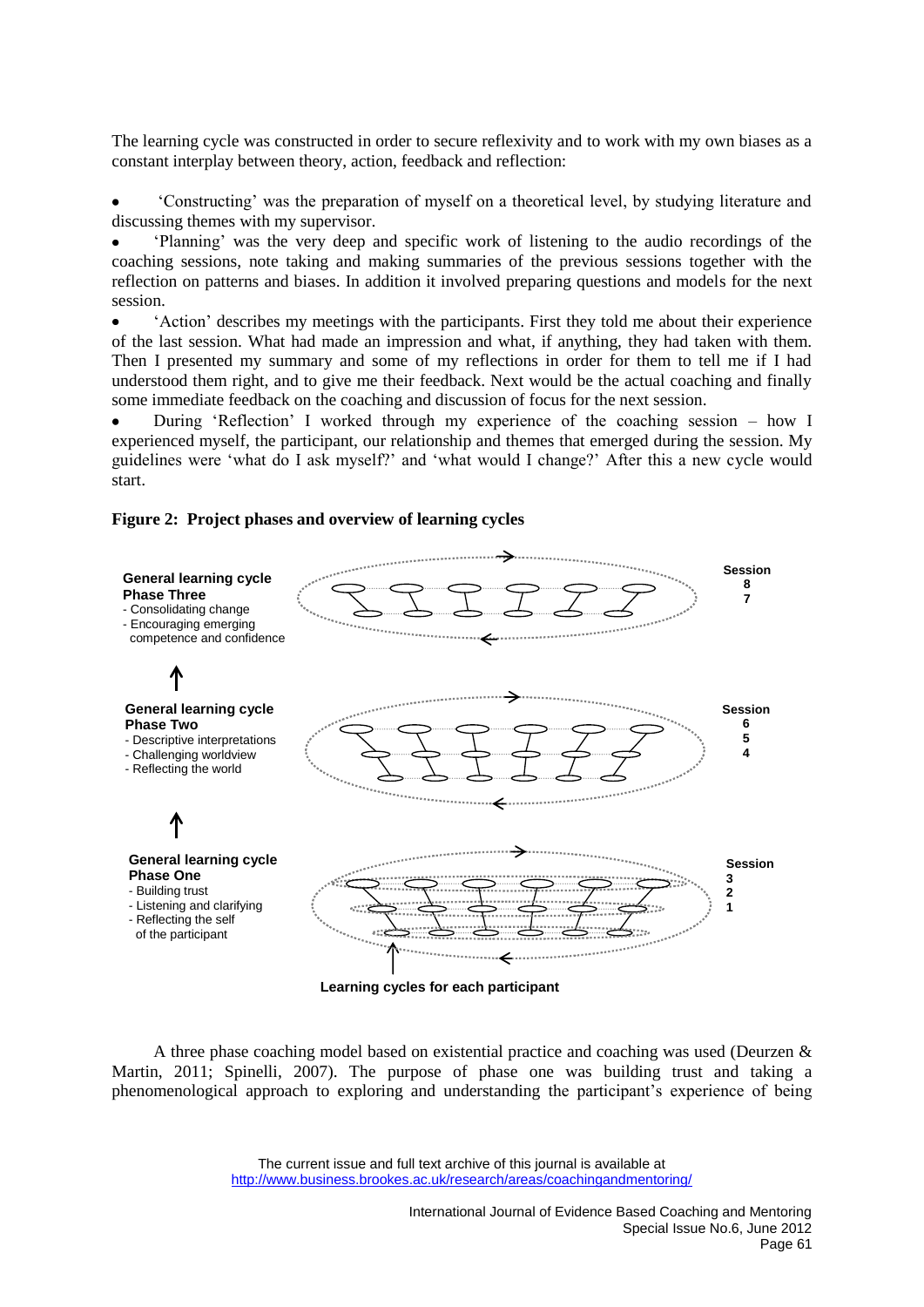The learning cycle was constructed in order to secure reflexivity and to work with my own biases as a constant interplay between theory, action, feedback and reflection:

- 'Constructing' was the preparation of myself on a theoretical level, by studying literature and discussing themes with my supervisor.
- 'Planning' was the very deep and specific work of listening to the audio recordings of the coaching sessions, note taking and making summaries of the previous sessions together with the reflection on patterns and biases. In addition it involved preparing questions and models for the next session.
- 'Action' describes my meetings with the participants. First they told me about their experience of the last session. What had made an impression and what, if anything, they had taken with them. Then I presented my summary and some of my reflections in order for them to tell me if I had understood them right, and to give me their feedback. Next would be the actual coaching and finally some immediate feedback on the coaching and discussion of focus for the next session.
- During 'Reflection' I worked through my experience of the coaching session – how I experienced myself, the participant, our relationship and themes that emerged during the session. My guidelines were 'what do I ask myself?' and 'what would I change?' After this a new cycle would start.

**Figure 2: Project phases and overview of learning cycles**

**General learning cycle Phase Three**
- Consolidating change
- Encouraging emerging competence and confidence

Session 8, 7

**General learning cycle Phase Two**
- Descriptive interpretations
- Challenging worldview
- Reflecting the world

Session 6, 5, 4

**General learning cycle Phase One**
- Building trust
- Listening and clarifying
- Reflecting the self of the participant

Session 3, 2, 1

**Learning cycles for each participant**

A three phase coaching model based on existential practice and coaching was used (Deurzen & Martin, 2011; Spinelli, 2007). The purpose of phase one was building trust and taking a phenomenological approach to exploring and understanding the participant's experience of being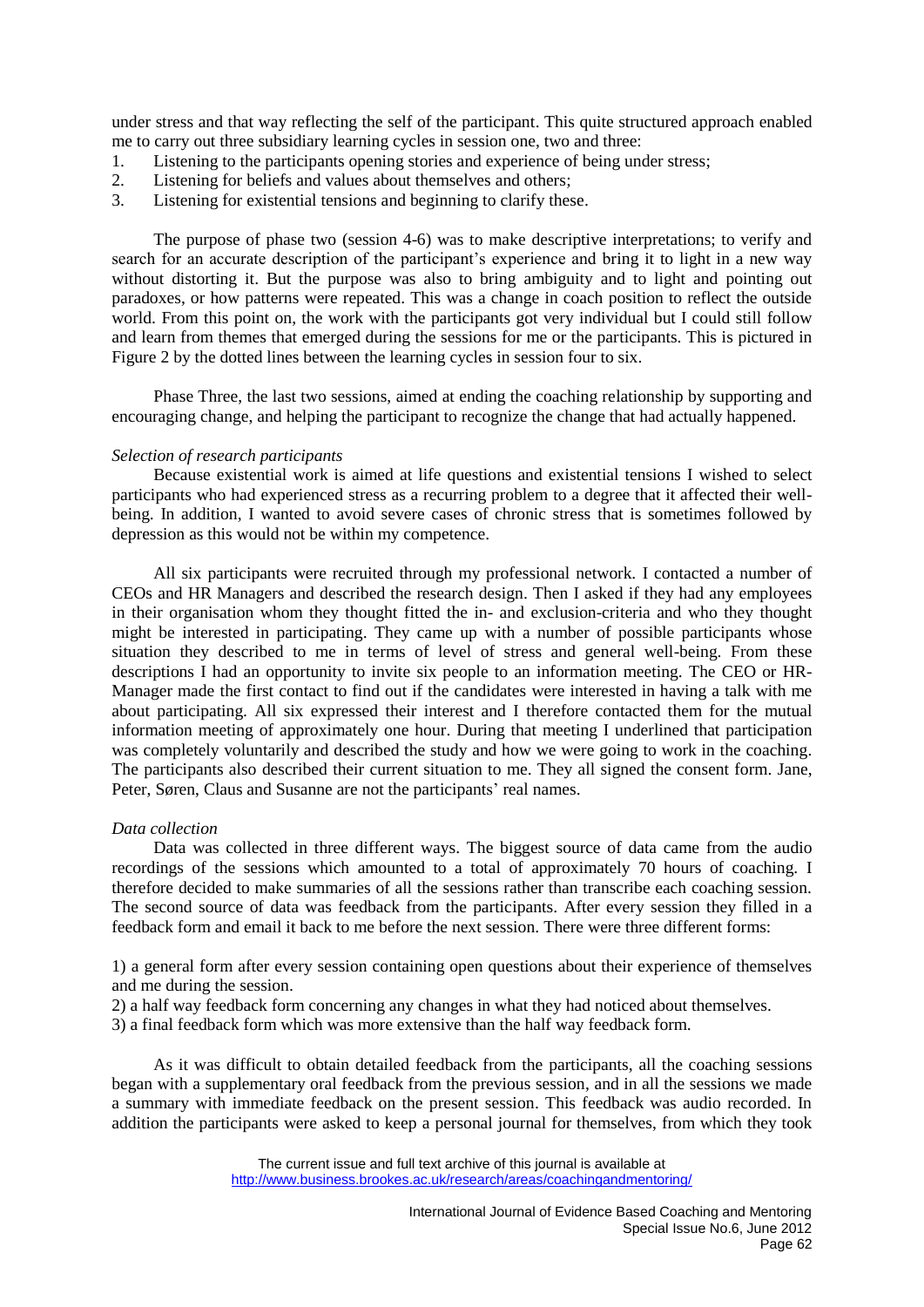under stress and that way reflecting the self of the participant. This quite structured approach enabled me to carry out three subsidiary learning cycles in session one, two and three:

1. Listening to the participants opening stories and experience of being under stress;
2. Listening for beliefs and values about themselves and others;
3. Listening for existential tensions and beginning to clarify these.

The purpose of phase two (session 4-6) was to make descriptive interpretations; to verify and search for an accurate description of the participant's experience and bring it to light in a new way without distorting it. But the purpose was also to bring ambiguity and to light and pointing out paradoxes, or how patterns were repeated. This was a change in coach position to reflect the outside world. From this point on, the work with the participants got very individual but I could still follow and learn from themes that emerged during the sessions for me or the participants. This is pictured in Figure 2 by the dotted lines between the learning cycles in session four to six.

Phase Three, the last two sessions, aimed at ending the coaching relationship by supporting and encouraging change, and helping the participant to recognize the change that had actually happened.

*Selection of research participants*

Because existential work is aimed at life questions and existential tensions I wished to select participants who had experienced stress as a recurring problem to a degree that it affected their well-being. In addition, I wanted to avoid severe cases of chronic stress that is sometimes followed by depression as this would not be within my competence.

All six participants were recruited through my professional network. I contacted a number of CEOs and HR Managers and described the research design. Then I asked if they had any employees in their organisation whom they thought fitted the in- and exclusion-criteria and who they thought might be interested in participating. They came up with a number of possible participants whose situation they described to me in terms of level of stress and general well-being. From these descriptions I had an opportunity to invite six people to an information meeting. The CEO or HR-Manager made the first contact to find out if the candidates were interested in having a talk with me about participating. All six expressed their interest and I therefore contacted them for the mutual information meeting of approximately one hour. During that meeting I underlined that participation was completely voluntarily and described the study and how we were going to work in the coaching. The participants also described their current situation to me. They all signed the consent form. Jane, Peter, Søren, Claus and Susanne are not the participants' real names.

*Data collection*

Data was collected in three different ways. The biggest source of data came from the audio recordings of the sessions which amounted to a total of approximately 70 hours of coaching. I therefore decided to make summaries of all the sessions rather than transcribe each coaching session. The second source of data was feedback from the participants. After every session they filled in a feedback form and email it back to me before the next session. There were three different forms:

1) a general form after every session containing open questions about their experience of themselves and me during the session.
2) a half way feedback form concerning any changes in what they had noticed about themselves.
3) a final feedback form which was more extensive than the half way feedback form.

As it was difficult to obtain detailed feedback from the participants, all the coaching sessions began with a supplementary oral feedback from the previous session, and in all the sessions we made a summary with immediate feedback on the present session. This feedback was audio recorded. In addition the participants were asked to keep a personal journal for themselves, from which they took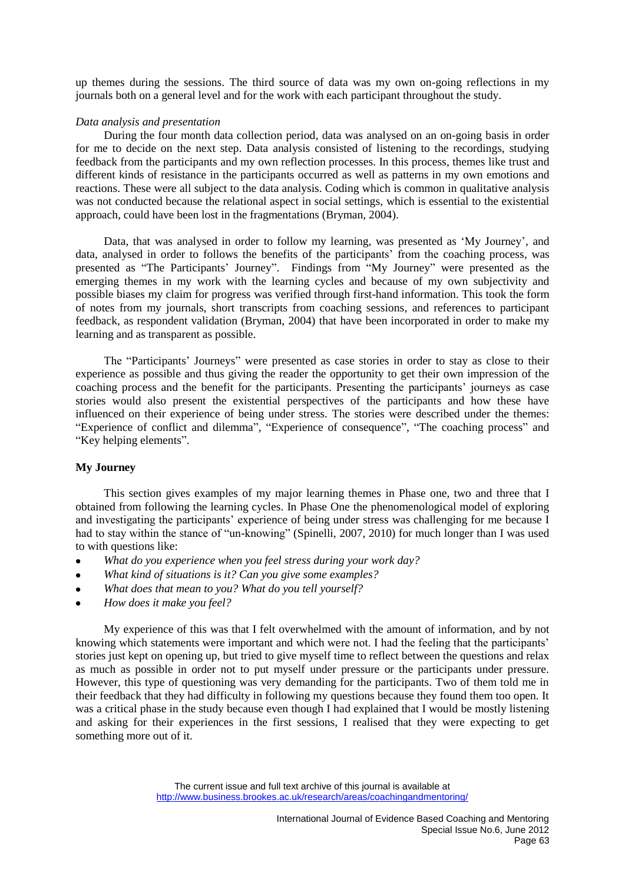up themes during the sessions. The third source of data was my own on-going reflections in my journals both on a general level and for the work with each participant throughout the study.

*Data analysis and presentation*

During the four month data collection period, data was analysed on an on-going basis in order for me to decide on the next step. Data analysis consisted of listening to the recordings, studying feedback from the participants and my own reflection processes. In this process, themes like trust and different kinds of resistance in the participants occurred as well as patterns in my own emotions and reactions. These were all subject to the data analysis. Coding which is common in qualitative analysis was not conducted because the relational aspect in social settings, which is essential to the existential approach, could have been lost in the fragmentations (Bryman, 2004).

Data, that was analysed in order to follow my learning, was presented as 'My Journey', and data, analysed in order to follows the benefits of the participants' from the coaching process, was presented as "The Participants' Journey". Findings from "My Journey" were presented as the emerging themes in my work with the learning cycles and because of my own subjectivity and possible biases my claim for progress was verified through first-hand information. This took the form of notes from my journals, short transcripts from coaching sessions, and references to participant feedback, as respondent validation (Bryman, 2004) that have been incorporated in order to make my learning and as transparent as possible.

The "Participants' Journeys" were presented as case stories in order to stay as close to their experience as possible and thus giving the reader the opportunity to get their own impression of the coaching process and the benefit for the participants. Presenting the participants' journeys as case stories would also present the existential perspectives of the participants and how these have influenced on their experience of being under stress. The stories were described under the themes: "Experience of conflict and dilemma", "Experience of consequence", "The coaching process" and "Key helping elements".

**My Journey**

This section gives examples of my major learning themes in Phase one, two and three that I obtained from following the learning cycles. In Phase One the phenomenological model of exploring and investigating the participants' experience of being under stress was challenging for me because I had to stay within the stance of "un-knowing" (Spinelli, 2007, 2010) for much longer than I was used to with questions like:

- *What do you experience when you feel stress during your work day?*
- *What kind of situations is it? Can you give some examples?*
- *What does that mean to you? What do you tell yourself?*
- *How does it make you feel?*

My experience of this was that I felt overwhelmed with the amount of information, and by not knowing which statements were important and which were not. I had the feeling that the participants' stories just kept on opening up, but tried to give myself time to reflect between the questions and relax as much as possible in order not to put myself under pressure or the participants under pressure. However, this type of questioning was very demanding for the participants. Two of them told me in their feedback that they had difficulty in following my questions because they found them too open. It was a critical phase in the study because even though I had explained that I would be mostly listening and asking for their experiences in the first sessions, I realised that they were expecting to get something more out of it.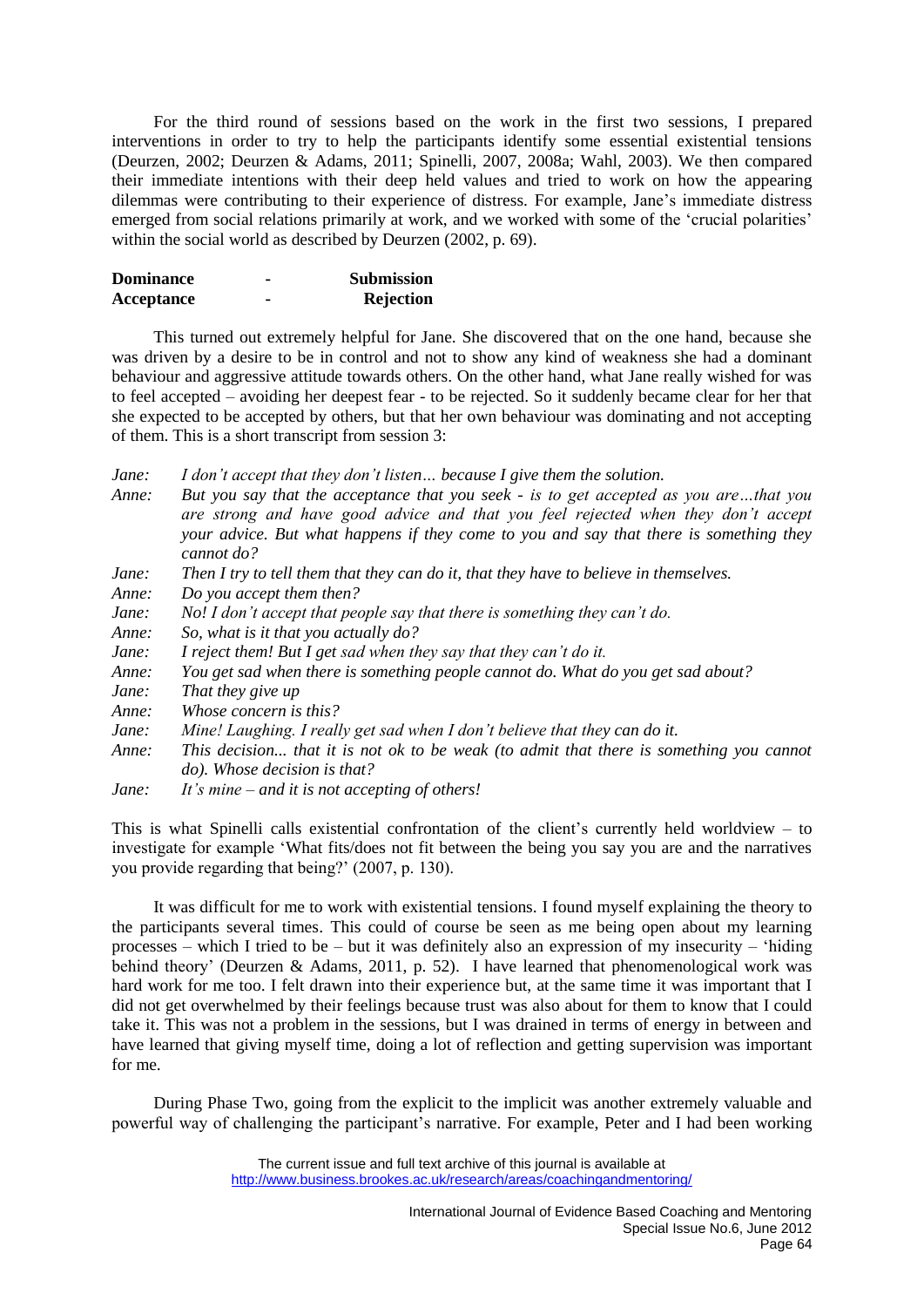For the third round of sessions based on the work in the first two sessions, I prepared interventions in order to try to help the participants identify some essential existential tensions (Deurzen, 2002; Deurzen & Adams, 2011; Spinelli, 2007, 2008a; Wahl, 2003). We then compared their immediate intentions with their deep held values and tried to work on how the appearing dilemmas were contributing to their experience of distress. For example, Jane's immediate distress emerged from social relations primarily at work, and we worked with some of the 'crucial polarities' within the social world as described by Deurzen (2002, p. 69).

| | | |
|---|---|---|
| **Dominance** | - | **Submission** |
| **Acceptance** | - | **Rejection** |

This turned out extremely helpful for Jane. She discovered that on the one hand, because she was driven by a desire to be in control and not to show any kind of weakness she had a dominant behaviour and aggressive attitude towards others. On the other hand, what Jane really wished for was to feel accepted – avoiding her deepest fear - to be rejected. So it suddenly became clear for her that she expected to be accepted by others, but that her own behaviour was dominating and not accepting of them. This is a short transcript from session 3:

Jane: *I don't accept that they don't listen… because I give them the solution.*
Anne: *But you say that the acceptance that you seek - is to get accepted as you are…that you are strong and have good advice and that you feel rejected when they don't accept your advice. But what happens if they come to you and say that there is something they cannot do?*
Jane: *Then I try to tell them that they can do it, that they have to believe in themselves.*
Anne: *Do you accept them then?*
Jane: *No! I don't accept that people say that there is something they can't do.*
Anne: *So, what is it that you actually do?*
Jane: *I reject them! But I get sad when they say that they can't do it.*
Anne: *You get sad when there is something people cannot do. What do you get sad about?*
Jane: *That they give up*
Anne: *Whose concern is this?*
Jane: *Mine! Laughing. I really get sad when I don't believe that they can do it.*
Anne: *This decision... that it is not ok to be weak (to admit that there is something you cannot do). Whose decision is that?*
Jane: *It's mine – and it is not accepting of others!*

This is what Spinelli calls existential confrontation of the client's currently held worldview – to investigate for example 'What fits/does not fit between the being you say you are and the narratives you provide regarding that being?' (2007, p. 130).

It was difficult for me to work with existential tensions. I found myself explaining the theory to the participants several times. This could of course be seen as me being open about my learning processes – which I tried to be – but it was definitely also an expression of my insecurity – 'hiding behind theory' (Deurzen & Adams, 2011, p. 52). I have learned that phenomenological work was hard work for me too. I felt drawn into their experience but, at the same time it was important that I did not get overwhelmed by their feelings because trust was also about for them to know that I could take it. This was not a problem in the sessions, but I was drained in terms of energy in between and have learned that giving myself time, doing a lot of reflection and getting supervision was important for me.

During Phase Two, going from the explicit to the implicit was another extremely valuable and powerful way of challenging the participant's narrative. For example, Peter and I had been working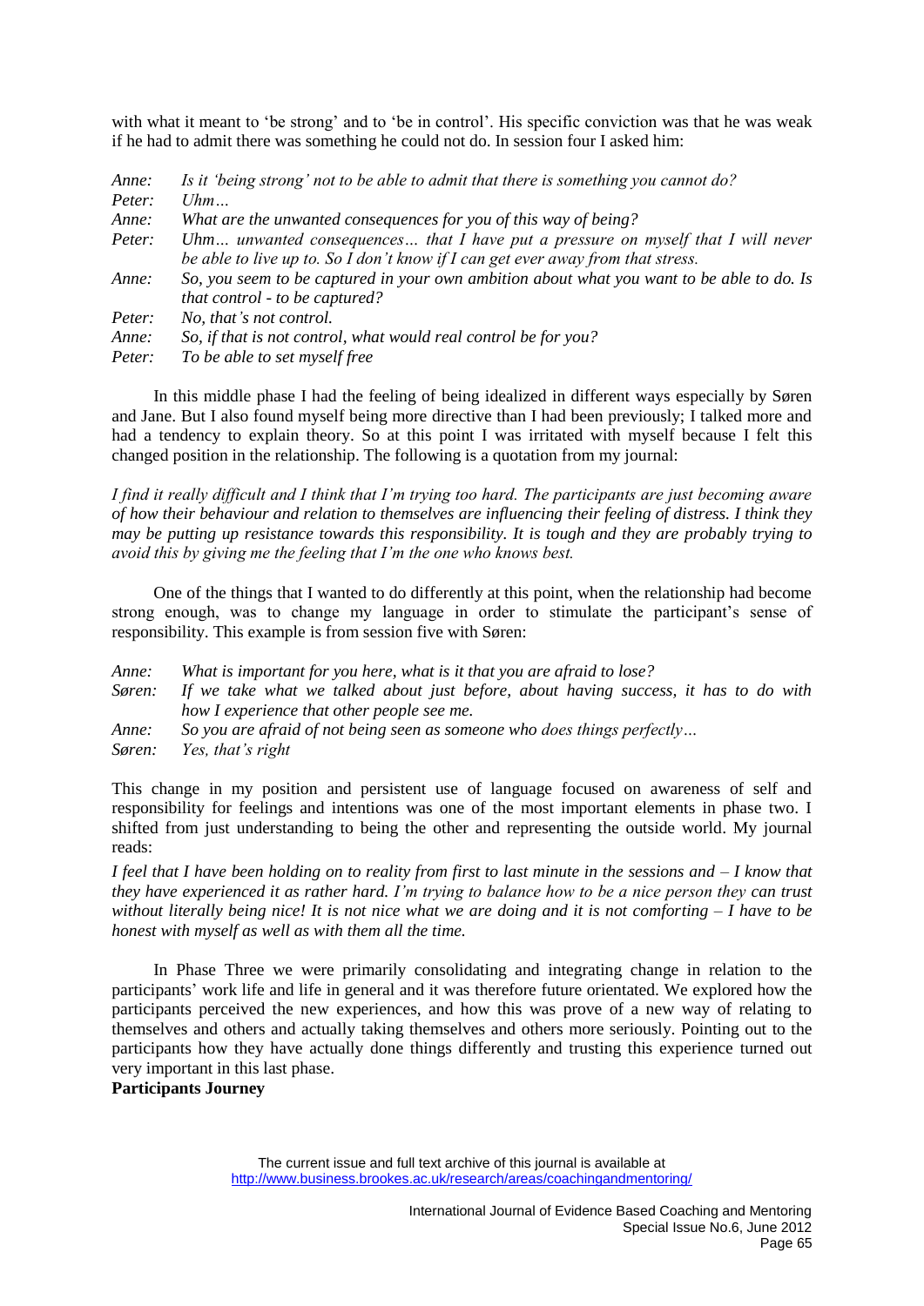with what it meant to 'be strong' and to 'be in control'. His specific conviction was that he was weak if he had to admit there was something he could not do. In session four I asked him:

*Anne:* *Is it 'being strong' not to be able to admit that there is something you cannot do?*
*Peter:* *Uhm…*
*Anne:* *What are the unwanted consequences for you of this way of being?*
*Peter:* *Uhm… unwanted consequences… that I have put a pressure on myself that I will never be able to live up to. So I don't know if I can get ever away from that stress.*
*Anne:* *So, you seem to be captured in your own ambition about what you want to be able to do. Is that control - to be captured?*
*Peter:* *No, that's not control.*
*Anne:* *So, if that is not control, what would real control be for you?*
*Peter:* *To be able to set myself free*

In this middle phase I had the feeling of being idealized in different ways especially by Søren and Jane. But I also found myself being more directive than I had been previously; I talked more and had a tendency to explain theory. So at this point I was irritated with myself because I felt this changed position in the relationship. The following is a quotation from my journal:

*I find it really difficult and I think that I'm trying too hard. The participants are just becoming aware of how their behaviour and relation to themselves are influencing their feeling of distress. I think they may be putting up resistance towards this responsibility. It is tough and they are probably trying to avoid this by giving me the feeling that I'm the one who knows best.*

One of the things that I wanted to do differently at this point, when the relationship had become strong enough, was to change my language in order to stimulate the participant's sense of responsibility. This example is from session five with Søren:

*Anne:* *What is important for you here, what is it that you are afraid to lose?*
*Søren:* *If we take what we talked about just before, about having success, it has to do with how I experience that other people see me.*
*Anne:* *So you are afraid of not being seen as someone who does things perfectly…*
*Søren:* *Yes, that's right*

This change in my position and persistent use of language focused on awareness of self and responsibility for feelings and intentions was one of the most important elements in phase two. I shifted from just understanding to being the other and representing the outside world. My journal reads:

*I feel that I have been holding on to reality from first to last minute in the sessions and – I know that they have experienced it as rather hard. I'm trying to balance how to be a nice person they can trust without literally being nice! It is not nice what we are doing and it is not comforting – I have to be honest with myself as well as with them all the time.*

In Phase Three we were primarily consolidating and integrating change in relation to the participants' work life and life in general and it was therefore future orientated. We explored how the participants perceived the new experiences, and how this was prove of a new way of relating to themselves and others and actually taking themselves and others more seriously. Pointing out to the participants how they have actually done things differently and trusting this experience turned out very important in this last phase.

**Participants Journey**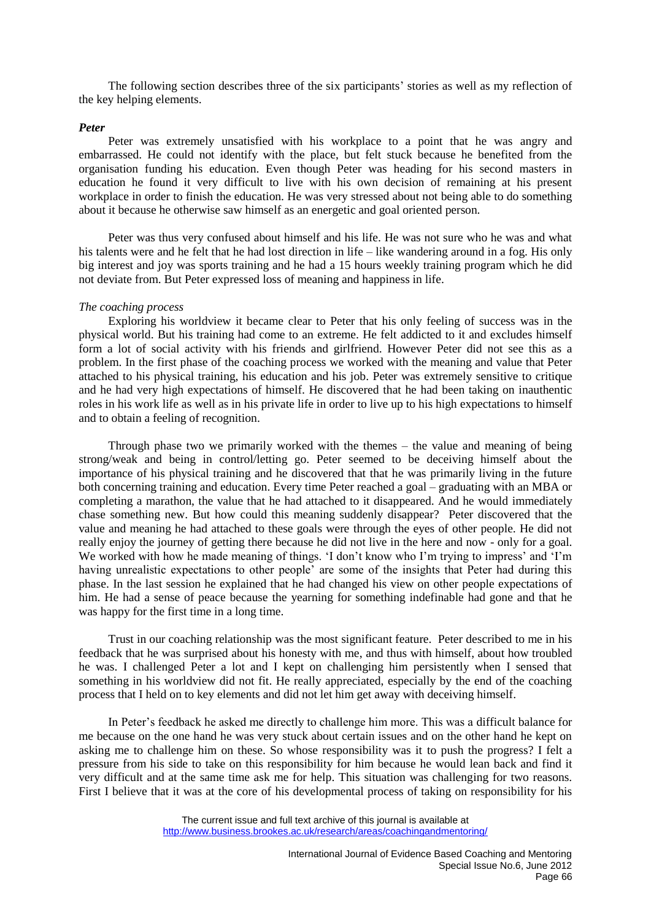The following section describes three of the six participants' stories as well as my reflection of the key helping elements.

***Peter***

Peter was extremely unsatisfied with his workplace to a point that he was angry and embarrassed. He could not identify with the place, but felt stuck because he benefited from the organisation funding his education. Even though Peter was heading for his second masters in education he found it very difficult to live with his own decision of remaining at his present workplace in order to finish the education. He was very stressed about not being able to do something about it because he otherwise saw himself as an energetic and goal oriented person.

Peter was thus very confused about himself and his life. He was not sure who he was and what his talents were and he felt that he had lost direction in life – like wandering around in a fog. His only big interest and joy was sports training and he had a 15 hours weekly training program which he did not deviate from. But Peter expressed loss of meaning and happiness in life.

*The coaching process*

Exploring his worldview it became clear to Peter that his only feeling of success was in the physical world. But his training had come to an extreme. He felt addicted to it and excludes himself form a lot of social activity with his friends and girlfriend. However Peter did not see this as a problem. In the first phase of the coaching process we worked with the meaning and value that Peter attached to his physical training, his education and his job. Peter was extremely sensitive to critique and he had very high expectations of himself. He discovered that he had been taking on inauthentic roles in his work life as well as in his private life in order to live up to his high expectations to himself and to obtain a feeling of recognition.

Through phase two we primarily worked with the themes – the value and meaning of being strong/weak and being in control/letting go. Peter seemed to be deceiving himself about the importance of his physical training and he discovered that that he was primarily living in the future both concerning training and education. Every time Peter reached a goal – graduating with an MBA or completing a marathon, the value that he had attached to it disappeared. And he would immediately chase something new. But how could this meaning suddenly disappear? Peter discovered that the value and meaning he had attached to these goals were through the eyes of other people. He did not really enjoy the journey of getting there because he did not live in the here and now - only for a goal. We worked with how he made meaning of things. 'I don't know who I'm trying to impress' and 'I'm having unrealistic expectations to other people' are some of the insights that Peter had during this phase. In the last session he explained that he had changed his view on other people expectations of him. He had a sense of peace because the yearning for something indefinable had gone and that he was happy for the first time in a long time.

Trust in our coaching relationship was the most significant feature. Peter described to me in his feedback that he was surprised about his honesty with me, and thus with himself, about how troubled he was. I challenged Peter a lot and I kept on challenging him persistently when I sensed that something in his worldview did not fit. He really appreciated, especially by the end of the coaching process that I held on to key elements and did not let him get away with deceiving himself.

In Peter's feedback he asked me directly to challenge him more. This was a difficult balance for me because on the one hand he was very stuck about certain issues and on the other hand he kept on asking me to challenge him on these. So whose responsibility was it to push the progress? I felt a pressure from his side to take on this responsibility for him because he would lean back and find it very difficult and at the same time ask me for help. This situation was challenging for two reasons. First I believe that it was at the core of his developmental process of taking on responsibility for his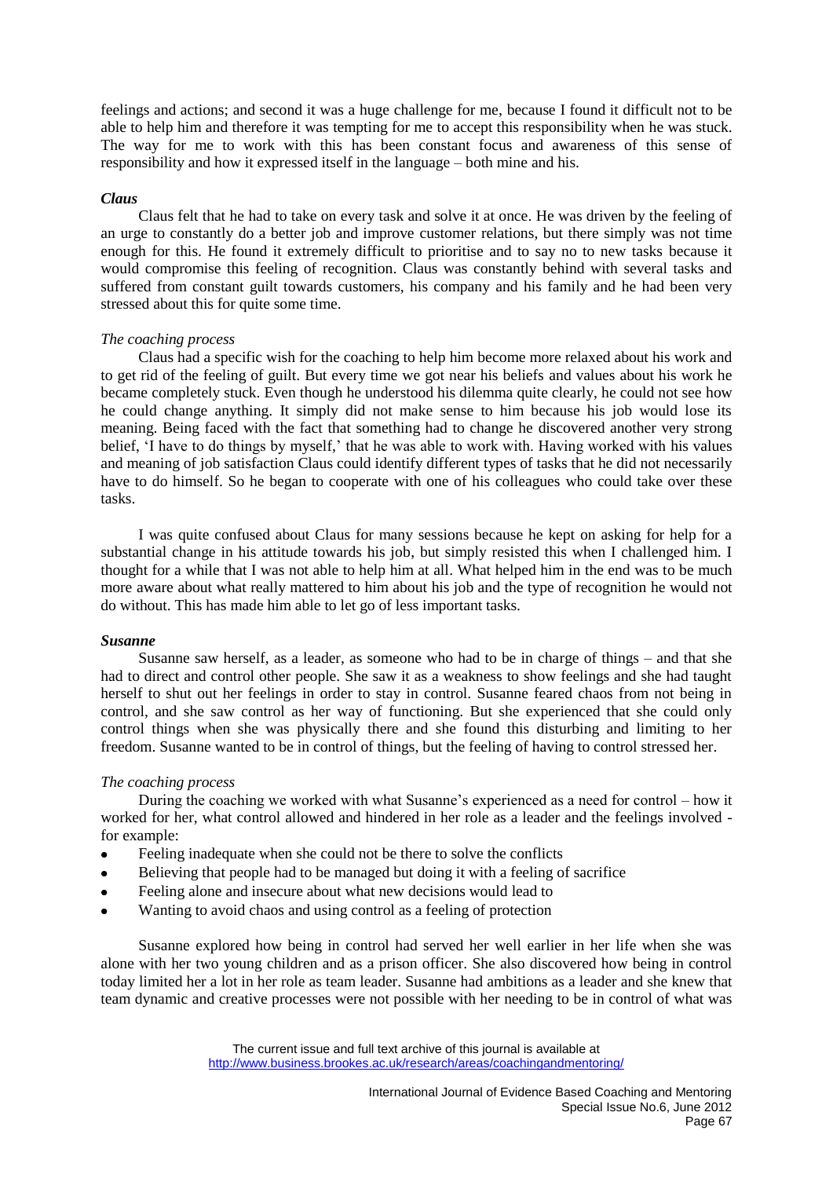feelings and actions; and second it was a huge challenge for me, because I found it difficult not to be able to help him and therefore it was tempting for me to accept this responsibility when he was stuck. The way for me to work with this has been constant focus and awareness of this sense of responsibility and how it expressed itself in the language – both mine and his.

***Claus***

Claus felt that he had to take on every task and solve it at once. He was driven by the feeling of an urge to constantly do a better job and improve customer relations, but there simply was not time enough for this. He found it extremely difficult to prioritise and to say no to new tasks because it would compromise this feeling of recognition. Claus was constantly behind with several tasks and suffered from constant guilt towards customers, his company and his family and he had been very stressed about this for quite some time.

*The coaching process*

Claus had a specific wish for the coaching to help him become more relaxed about his work and to get rid of the feeling of guilt. But every time we got near his beliefs and values about his work he became completely stuck. Even though he understood his dilemma quite clearly, he could not see how he could change anything. It simply did not make sense to him because his job would lose its meaning. Being faced with the fact that something had to change he discovered another very strong belief, 'I have to do things by myself,' that he was able to work with. Having worked with his values and meaning of job satisfaction Claus could identify different types of tasks that he did not necessarily have to do himself. So he began to cooperate with one of his colleagues who could take over these tasks.

I was quite confused about Claus for many sessions because he kept on asking for help for a substantial change in his attitude towards his job, but simply resisted this when I challenged him. I thought for a while that I was not able to help him at all. What helped him in the end was to be much more aware about what really mattered to him about his job and the type of recognition he would not do without. This has made him able to let go of less important tasks.

***Susanne***

Susanne saw herself, as a leader, as someone who had to be in charge of things – and that she had to direct and control other people. She saw it as a weakness to show feelings and she had taught herself to shut out her feelings in order to stay in control. Susanne feared chaos from not being in control, and she saw control as her way of functioning. But she experienced that she could only control things when she was physically there and she found this disturbing and limiting to her freedom. Susanne wanted to be in control of things, but the feeling of having to control stressed her.

*The coaching process*

During the coaching we worked with what Susanne's experienced as a need for control – how it worked for her, what control allowed and hindered in her role as a leader and the feelings involved - for example:

- Feeling inadequate when she could not be there to solve the conflicts
- Believing that people had to be managed but doing it with a feeling of sacrifice
- Feeling alone and insecure about what new decisions would lead to
- Wanting to avoid chaos and using control as a feeling of protection

Susanne explored how being in control had served her well earlier in her life when she was alone with her two young children and as a prison officer. She also discovered how being in control today limited her a lot in her role as team leader. Susanne had ambitions as a leader and she knew that team dynamic and creative processes were not possible with her needing to be in control of what was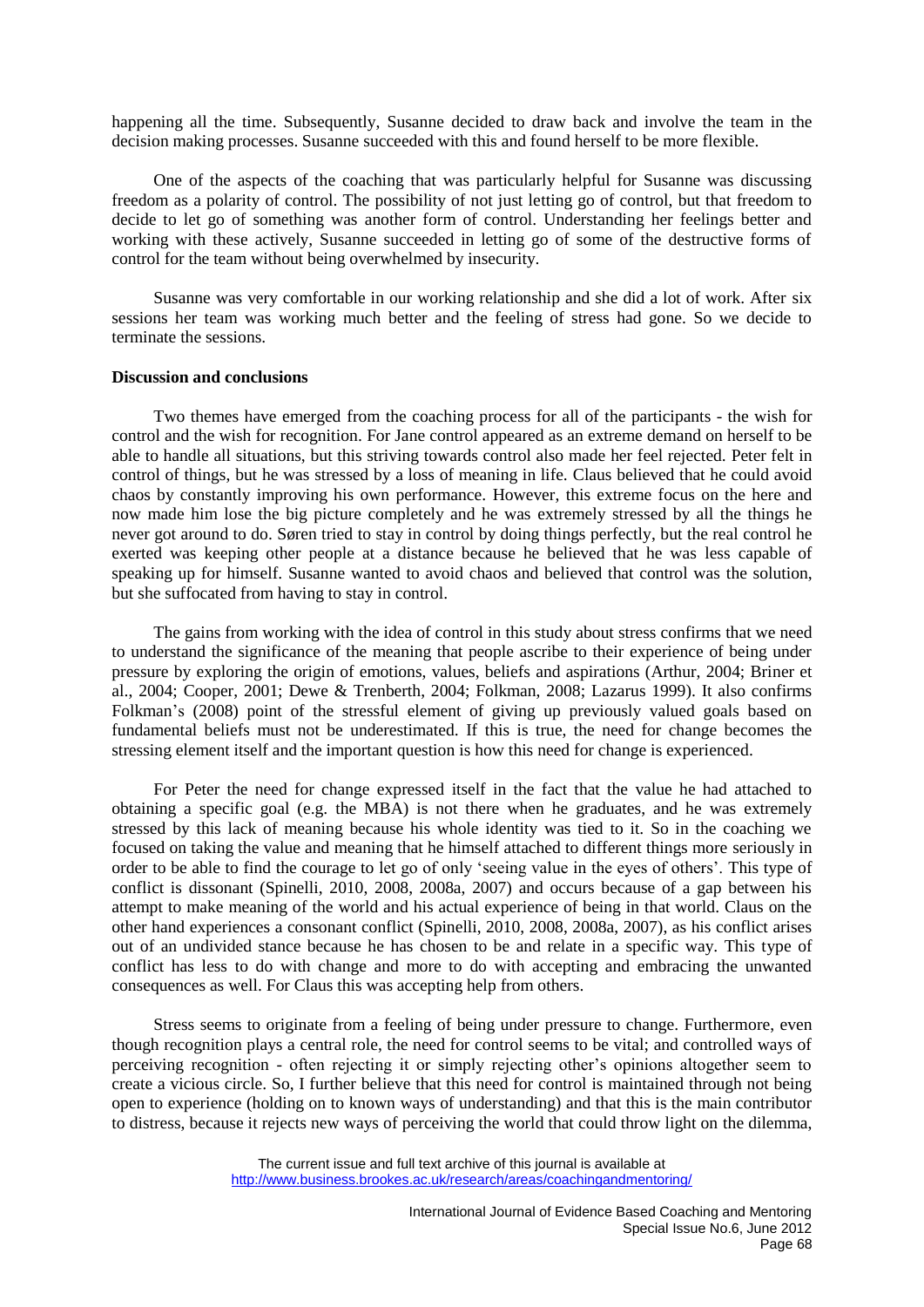happening all the time. Subsequently, Susanne decided to draw back and involve the team in the decision making processes. Susanne succeeded with this and found herself to be more flexible.

One of the aspects of the coaching that was particularly helpful for Susanne was discussing freedom as a polarity of control. The possibility of not just letting go of control, but that freedom to decide to let go of something was another form of control. Understanding her feelings better and working with these actively, Susanne succeeded in letting go of some of the destructive forms of control for the team without being overwhelmed by insecurity.

Susanne was very comfortable in our working relationship and she did a lot of work. After six sessions her team was working much better and the feeling of stress had gone. So we decide to terminate the sessions.

**Discussion and conclusions**

Two themes have emerged from the coaching process for all of the participants - the wish for control and the wish for recognition. For Jane control appeared as an extreme demand on herself to be able to handle all situations, but this striving towards control also made her feel rejected. Peter felt in control of things, but he was stressed by a loss of meaning in life. Claus believed that he could avoid chaos by constantly improving his own performance. However, this extreme focus on the here and now made him lose the big picture completely and he was extremely stressed by all the things he never got around to do. Søren tried to stay in control by doing things perfectly, but the real control he exerted was keeping other people at a distance because he believed that he was less capable of speaking up for himself. Susanne wanted to avoid chaos and believed that control was the solution, but she suffocated from having to stay in control.

The gains from working with the idea of control in this study about stress confirms that we need to understand the significance of the meaning that people ascribe to their experience of being under pressure by exploring the origin of emotions, values, beliefs and aspirations (Arthur, 2004; Briner et al., 2004; Cooper, 2001; Dewe & Trenberth, 2004; Folkman, 2008; Lazarus 1999). It also confirms Folkman's (2008) point of the stressful element of giving up previously valued goals based on fundamental beliefs must not be underestimated. If this is true, the need for change becomes the stressing element itself and the important question is how this need for change is experienced.

For Peter the need for change expressed itself in the fact that the value he had attached to obtaining a specific goal (e.g. the MBA) is not there when he graduates, and he was extremely stressed by this lack of meaning because his whole identity was tied to it. So in the coaching we focused on taking the value and meaning that he himself attached to different things more seriously in order to be able to find the courage to let go of only 'seeing value in the eyes of others'. This type of conflict is dissonant (Spinelli, 2010, 2008, 2008a, 2007) and occurs because of a gap between his attempt to make meaning of the world and his actual experience of being in that world. Claus on the other hand experiences a consonant conflict (Spinelli, 2010, 2008, 2008a, 2007), as his conflict arises out of an undivided stance because he has chosen to be and relate in a specific way. This type of conflict has less to do with change and more to do with accepting and embracing the unwanted consequences as well. For Claus this was accepting help from others.

Stress seems to originate from a feeling of being under pressure to change. Furthermore, even though recognition plays a central role, the need for control seems to be vital; and controlled ways of perceiving recognition - often rejecting it or simply rejecting other's opinions altogether seem to create a vicious circle. So, I further believe that this need for control is maintained through not being open to experience (holding on to known ways of understanding) and that this is the main contributor to distress, because it rejects new ways of perceiving the world that could throw light on the dilemma,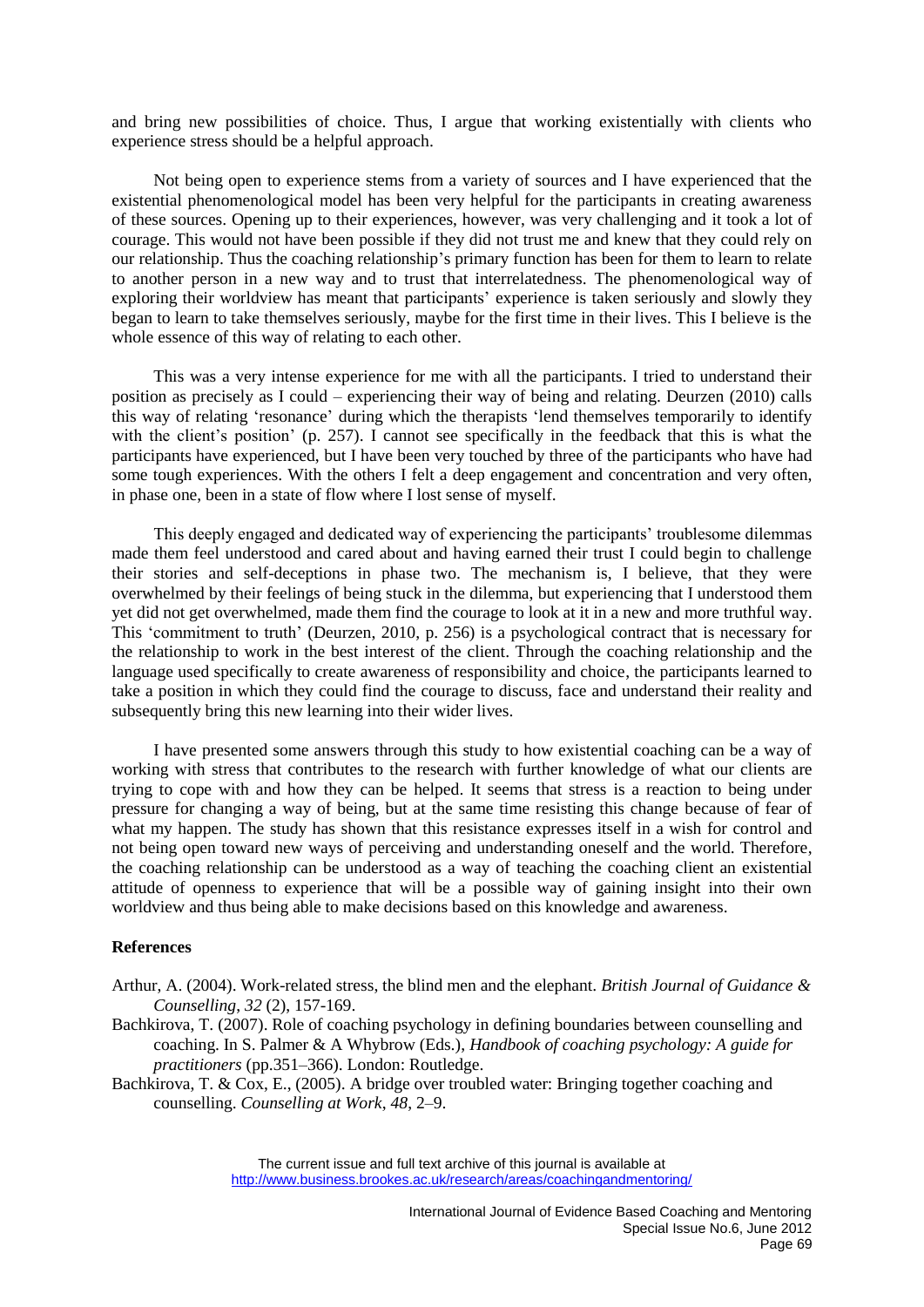and bring new possibilities of choice. Thus, I argue that working existentially with clients who experience stress should be a helpful approach.

Not being open to experience stems from a variety of sources and I have experienced that the existential phenomenological model has been very helpful for the participants in creating awareness of these sources. Opening up to their experiences, however, was very challenging and it took a lot of courage. This would not have been possible if they did not trust me and knew that they could rely on our relationship. Thus the coaching relationship's primary function has been for them to learn to relate to another person in a new way and to trust that interrelatedness. The phenomenological way of exploring their worldview has meant that participants' experience is taken seriously and slowly they began to learn to take themselves seriously, maybe for the first time in their lives. This I believe is the whole essence of this way of relating to each other.

This was a very intense experience for me with all the participants. I tried to understand their position as precisely as I could – experiencing their way of being and relating. Deurzen (2010) calls this way of relating 'resonance' during which the therapists 'lend themselves temporarily to identify with the client's position' (p. 257). I cannot see specifically in the feedback that this is what the participants have experienced, but I have been very touched by three of the participants who have had some tough experiences. With the others I felt a deep engagement and concentration and very often, in phase one, been in a state of flow where I lost sense of myself.

This deeply engaged and dedicated way of experiencing the participants' troublesome dilemmas made them feel understood and cared about and having earned their trust I could begin to challenge their stories and self-deceptions in phase two. The mechanism is, I believe, that they were overwhelmed by their feelings of being stuck in the dilemma, but experiencing that I understood them yet did not get overwhelmed, made them find the courage to look at it in a new and more truthful way. This 'commitment to truth' (Deurzen, 2010, p. 256) is a psychological contract that is necessary for the relationship to work in the best interest of the client. Through the coaching relationship and the language used specifically to create awareness of responsibility and choice, the participants learned to take a position in which they could find the courage to discuss, face and understand their reality and subsequently bring this new learning into their wider lives.

I have presented some answers through this study to how existential coaching can be a way of working with stress that contributes to the research with further knowledge of what our clients are trying to cope with and how they can be helped. It seems that stress is a reaction to being under pressure for changing a way of being, but at the same time resisting this change because of fear of what my happen. The study has shown that this resistance expresses itself in a wish for control and not being open toward new ways of perceiving and understanding oneself and the world. Therefore, the coaching relationship can be understood as a way of teaching the coaching client an existential attitude of openness to experience that will be a possible way of gaining insight into their own worldview and thus being able to make decisions based on this knowledge and awareness.

### References

Arthur, A. (2004). Work-related stress, the blind men and the elephant. *British Journal of Guidance & Counselling*, *32* (2), 157-169.

Bachkirova, T. (2007). Role of coaching psychology in defining boundaries between counselling and coaching. In S. Palmer & A Whybrow (Eds.), *Handbook of coaching psychology: A guide for practitioners* (pp.351–366). London: Routledge.

Bachkirova, T. & Cox, E., (2005). A bridge over troubled water: Bringing together coaching and counselling. *Counselling at Work*, *48*, 2–9.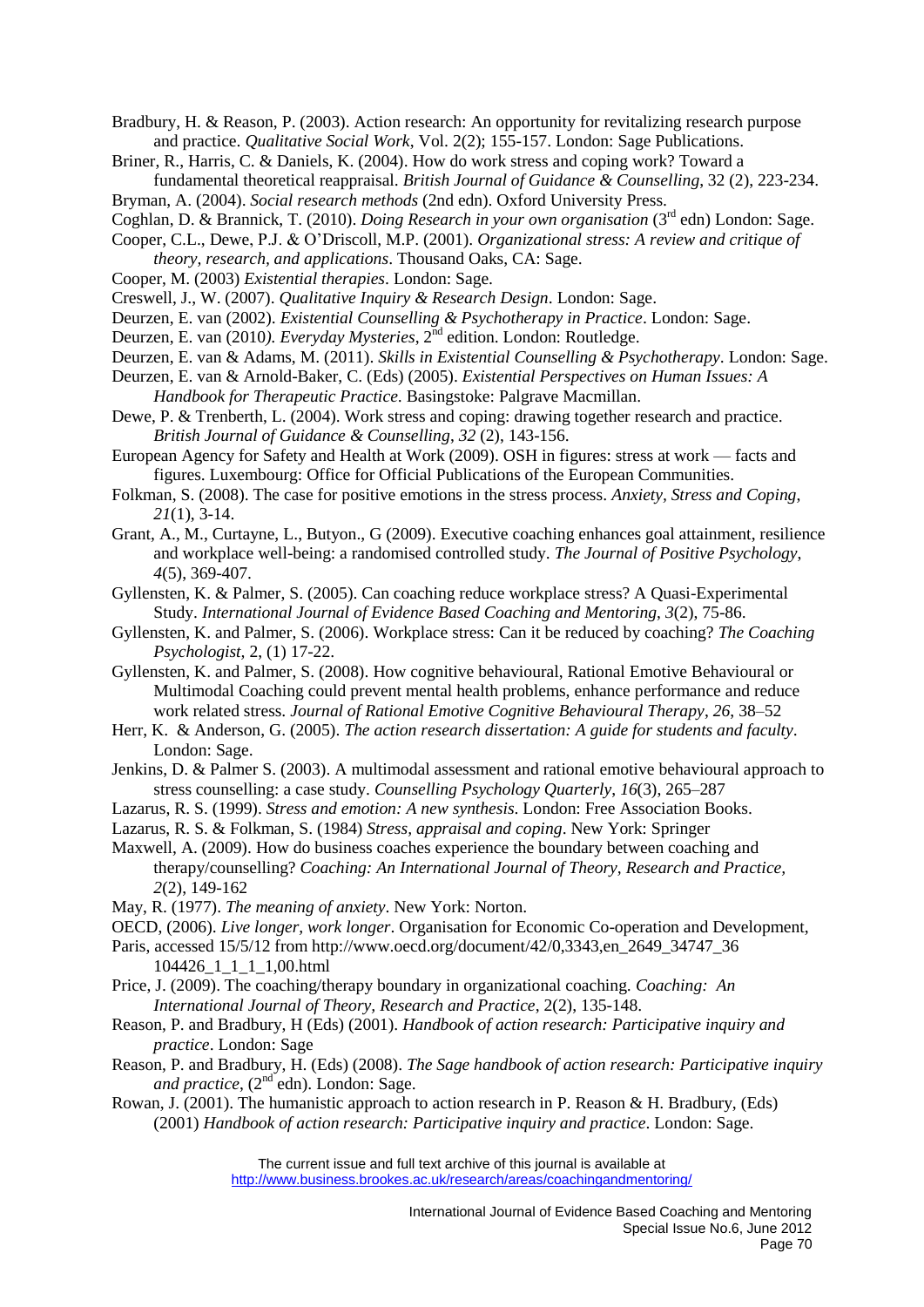Bradbury, H. & Reason, P. (2003). Action research: An opportunity for revitalizing research purpose and practice. *Qualitative Social Work*, Vol. 2(2); 155-157. London: Sage Publications.

Briner, R., Harris, C. & Daniels, K. (2004). How do work stress and coping work? Toward a fundamental theoretical reappraisal. *British Journal of Guidance & Counselling*, 32 (2), 223-234.

Bryman, A. (2004). *Social research methods* (2nd edn). Oxford University Press.

Coghlan, D. & Brannick, T. (2010). *Doing Research in your own organisation* (3rd edn) London: Sage.

Cooper, C.L., Dewe, P.J. & O'Driscoll, M.P. (2001). *Organizational stress: A review and critique of theory, research, and applications*. Thousand Oaks, CA: Sage.

Cooper, M. (2003) *Existential therapies*. London: Sage.

Creswell, J., W. (2007). *Qualitative Inquiry & Research Design*. London: Sage.

Deurzen, E. van (2002). *Existential Counselling & Psychotherapy in Practice*. London: Sage.

Deurzen, E. van (2010*). Everyday Mysteries*, 2nd edition. London: Routledge.

Deurzen, E. van & Adams, M. (2011). *Skills in Existential Counselling & Psychotherapy*. London: Sage.

Deurzen, E. van & Arnold-Baker, C. (Eds) (2005). *Existential Perspectives on Human Issues: A Handbook for Therapeutic Practice*. Basingstoke: Palgrave Macmillan.

Dewe, P. & Trenberth, L. (2004). Work stress and coping: drawing together research and practice. *British Journal of Guidance & Counselling*, *32* (2), 143-156.

European Agency for Safety and Health at Work (2009). OSH in figures: stress at work — facts and figures. Luxembourg: Office for Official Publications of the European Communities.

Folkman, S. (2008). The case for positive emotions in the stress process. *Anxiety, Stress and Coping*, *21*(1), 3-14.

Grant, A., M., Curtayne, L., Butyon., G (2009). Executive coaching enhances goal attainment, resilience and workplace well-being: a randomised controlled study. *The Journal of Positive Psychology*, *4*(5), 369-407.

Gyllensten, K. & Palmer, S. (2005). Can coaching reduce workplace stress? A Quasi-Experimental Study. *International Journal of Evidence Based Coaching and Mentoring*, *3*(2), 75-86.

Gyllensten, K. and Palmer, S. (2006). Workplace stress: Can it be reduced by coaching? *The Coaching Psychologist*, 2, (1) 17-22.

Gyllensten, K. and Palmer, S. (2008). How cognitive behavioural, Rational Emotive Behavioural or Multimodal Coaching could prevent mental health problems, enhance performance and reduce work related stress. *Journal of Rational Emotive Cognitive Behavioural Therapy*, *26*, 38–52

Herr, K. & Anderson, G. (2005). *The action research dissertation: A guide for students and faculty*. London: Sage.

Jenkins, D. & Palmer S. (2003). A multimodal assessment and rational emotive behavioural approach to stress counselling: a case study. *Counselling Psychology Quarterly*, *16*(3), 265–287

Lazarus, R. S. (1999). *Stress and emotion: A new synthesis*. London: Free Association Books.

Lazarus, R. S. & Folkman, S. (1984) *Stress, appraisal and coping*. New York: Springer

Maxwell, A. (2009). How do business coaches experience the boundary between coaching and therapy/counselling? *Coaching: An International Journal of Theory, Research and Practice*, *2*(2), 149-162

May, R. (1977). *The meaning of anxiety*. New York: Norton.

OECD, (2006). *Live longer, work longer*. Organisation for Economic Co-operation and Development, Paris, accessed 15/5/12 from http://www.oecd.org/document/42/0,3343,en_2649_34747_36 104426_1_1_1_1,00.html

Price, J. (2009). The coaching/therapy boundary in organizational coaching. *Coaching: An International Journal of Theory, Research and Practice*, 2(2), 135-148.

Reason, P. and Bradbury, H (Eds) (2001). *Handbook of action research: Participative inquiry and practice*. London: Sage

Reason, P. and Bradbury, H. (Eds) (2008). *The Sage handbook of action research: Participative inquiry and practice*, (2nd edn). London: Sage.

Rowan, J. (2001). The humanistic approach to action research in P. Reason & H. Bradbury, (Eds) (2001) *Handbook of action research: Participative inquiry and practice*. London: Sage.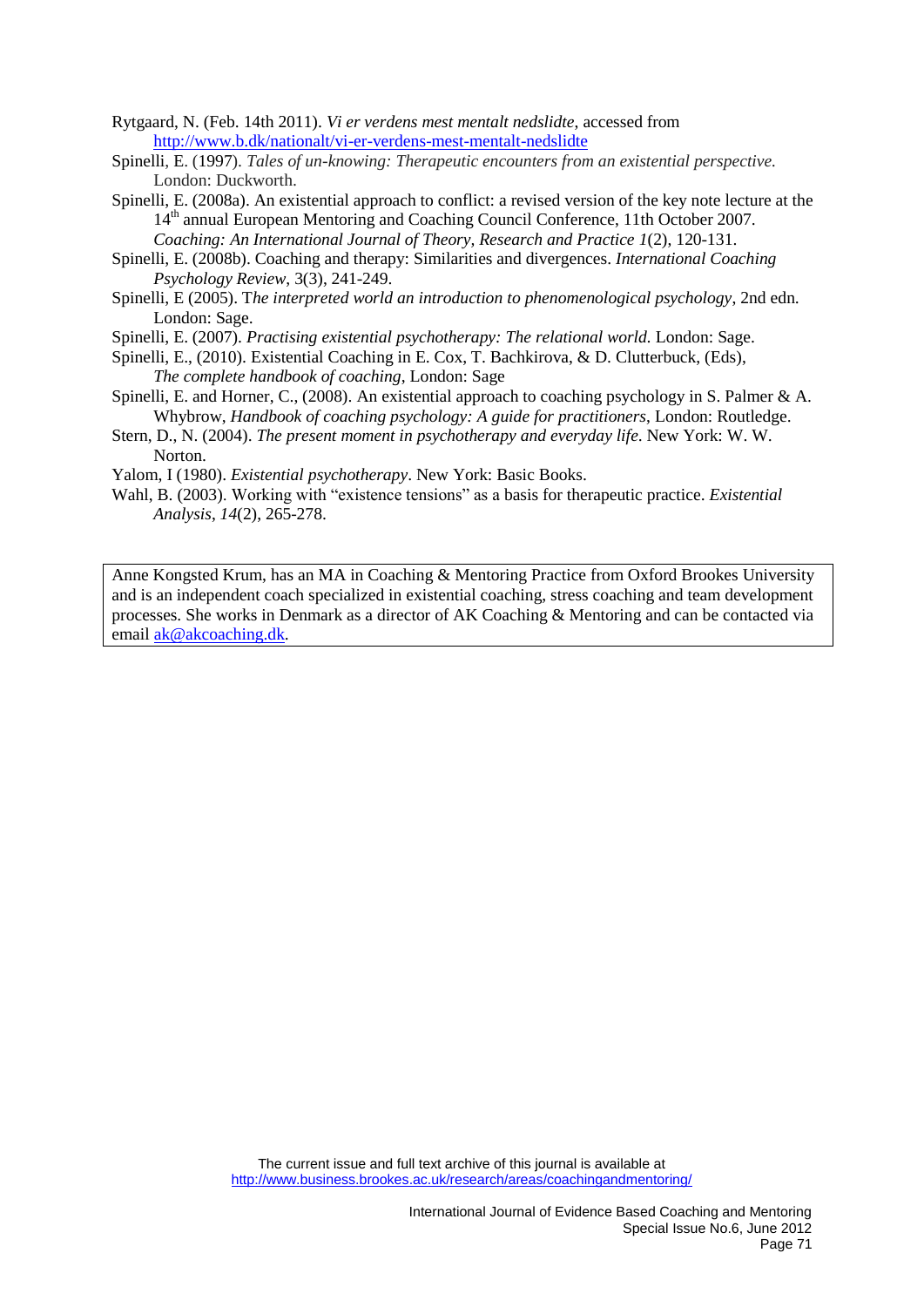Rytgaard, N. (Feb. 14th 2011). *Vi er verdens mest mentalt nedslidte*, accessed from http://www.b.dk/nationalt/vi-er-verdens-mest-mentalt-nedslidte

Spinelli, E. (1997). *Tales of un-knowing: Therapeutic encounters from an existential perspective.* London: Duckworth.

Spinelli, E. (2008a). An existential approach to conflict: a revised version of the key note lecture at the 14th annual European Mentoring and Coaching Council Conference, 11th October 2007. *Coaching: An International Journal of Theory, Research and Practice 1*(2), 120-131.

Spinelli, E. (2008b). Coaching and therapy: Similarities and divergences. *International Coaching Psychology Review*, 3(3), 241-249.

Spinelli, E (2005). T*he interpreted world an introduction to phenomenological psychology*, 2nd edn. London: Sage.

Spinelli, E. (2007). *Practising existential psychotherapy: The relational world.* London: Sage.

Spinelli, E., (2010). Existential Coaching in E. Cox, T. Bachkirova, & D. Clutterbuck, (Eds), *The complete handbook of coaching*, London: Sage

Spinelli, E. and Horner, C., (2008). An existential approach to coaching psychology in S. Palmer & A. Whybrow, *Handbook of coaching psychology: A guide for practitioners*, London: Routledge.

Stern, D., N. (2004). *The present moment in psychotherapy and everyday life.* New York: W. W. Norton.

Yalom, I (1980). *Existential psychotherapy*. New York: Basic Books.

Wahl, B. (2003). Working with "existence tensions" as a basis for therapeutic practice. *Existential Analysis*, *14*(2), 265-278.

Anne Kongsted Krum, has an MA in Coaching & Mentoring Practice from Oxford Brookes University and is an independent coach specialized in existential coaching, stress coaching and team development processes. She works in Denmark as a director of AK Coaching & Mentoring and can be contacted via email ak@akcoaching.dk.

The current issue and full text archive of this journal is available at http://www.business.brookes.ac.uk/research/areas/coachingandmentoring/